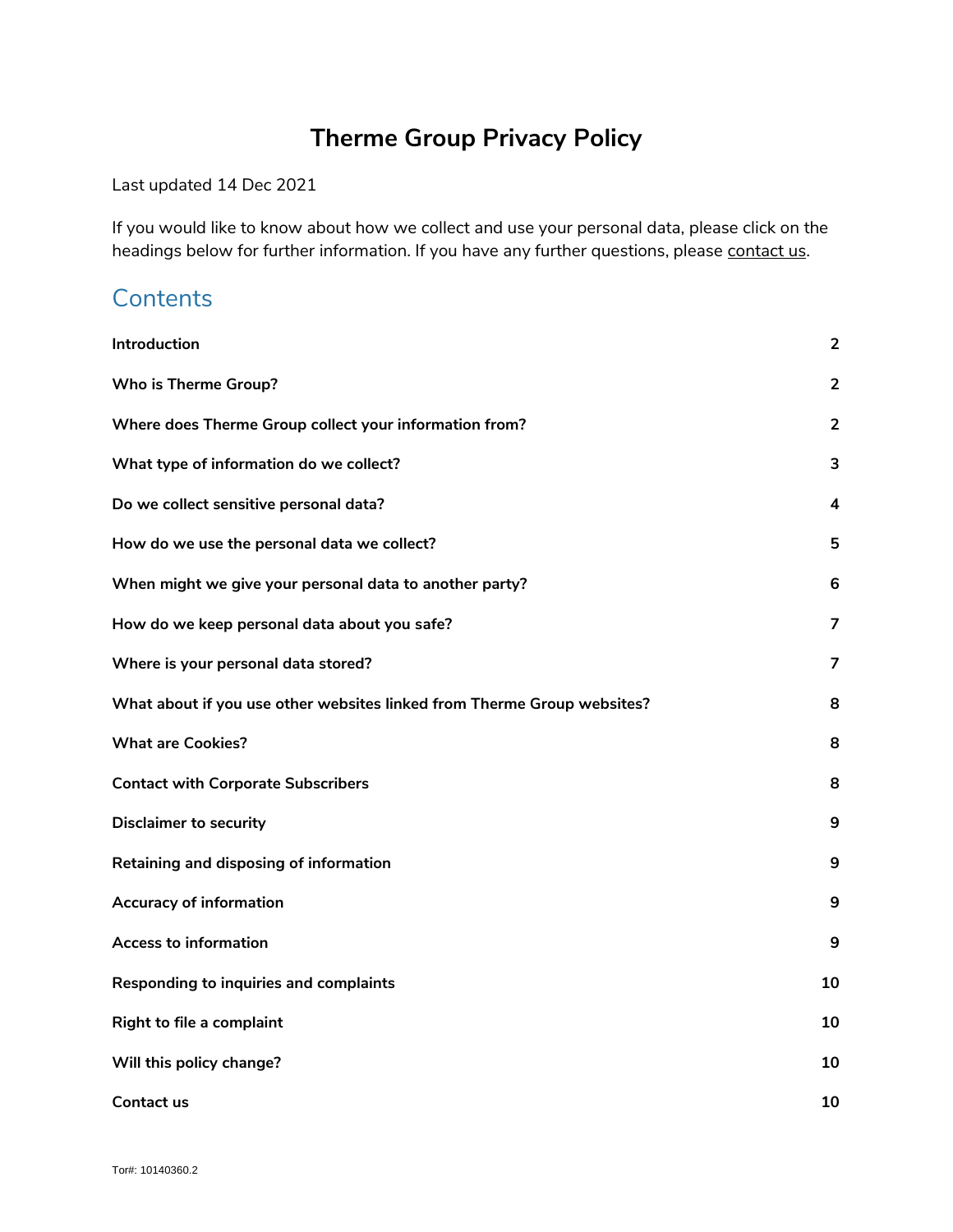# Therme Group Privacy Policy

Last updated 14 Dec 2021

If you would like to know about how we collect and use your personal data, please click on the headings below for further information. If you have any further questions, please contact us.

## Contents

| | |
|---|---|
| **Introduction** | **2** |
| **Who is Therme Group?** | **2** |
| **Where does Therme Group collect your information from?** | **2** |
| **What type of information do we collect?** | **3** |
| **Do we collect sensitive personal data?** | **4** |
| **How do we use the personal data we collect?** | **5** |
| **When might we give your personal data to another party?** | **6** |
| **How do we keep personal data about you safe?** | **7** |
| **Where is your personal data stored?** | **7** |
| **What about if you use other websites linked from Therme Group websites?** | **8** |
| **What are Cookies?** | **8** |
| **Contact with Corporate Subscribers** | **8** |
| **Disclaimer to security** | **9** |
| **Retaining and disposing of information** | **9** |
| **Accuracy of information** | **9** |
| **Access to information** | **9** |
| **Responding to inquiries and complaints** | **10** |
| **Right to file a complaint** | **10** |
| **Will this policy change?** | **10** |
| **Contact us** | **10** |

Tor#: 10140360.2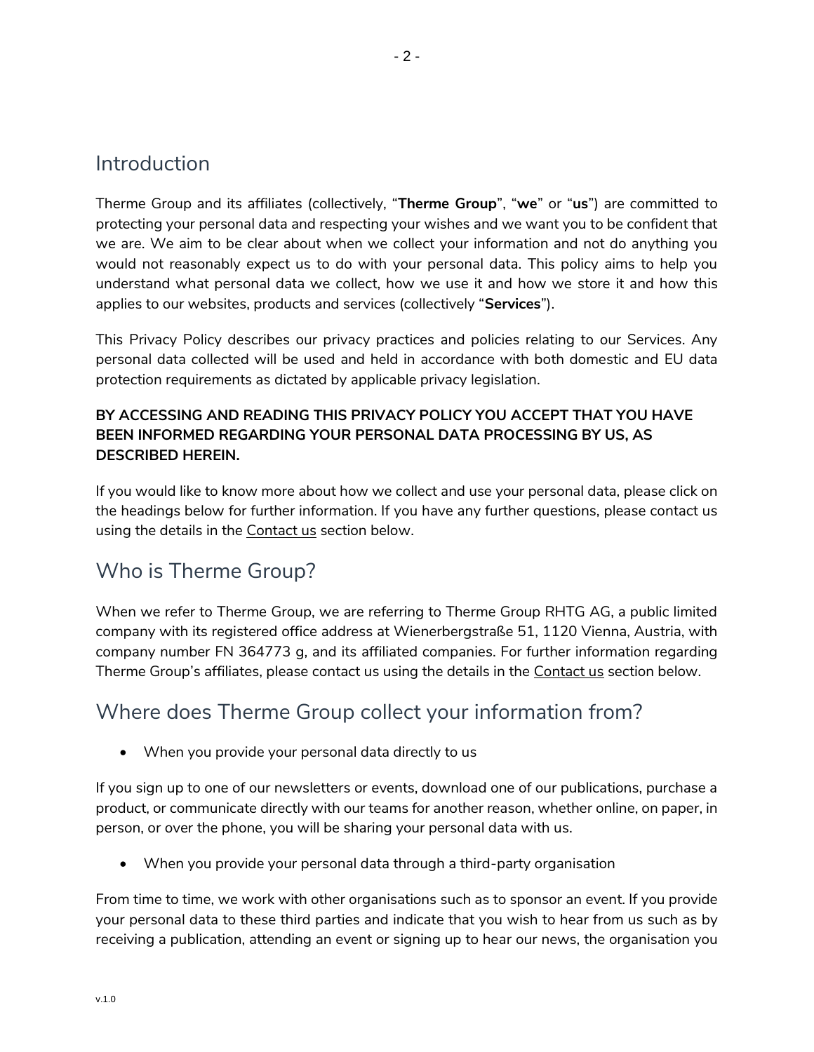## Introduction

Therme Group and its affiliates (collectively, "**Therme Group**", "**we**" or "**us**") are committed to protecting your personal data and respecting your wishes and we want you to be confident that we are. We aim to be clear about when we collect your information and not do anything you would not reasonably expect us to do with your personal data. This policy aims to help you understand what personal data we collect, how we use it and how we store it and how this applies to our websites, products and services (collectively "**Services**").

This Privacy Policy describes our privacy practices and policies relating to our Services. Any personal data collected will be used and held in accordance with both domestic and EU data protection requirements as dictated by applicable privacy legislation.

**BY ACCESSING AND READING THIS PRIVACY POLICY YOU ACCEPT THAT YOU HAVE BEEN INFORMED REGARDING YOUR PERSONAL DATA PROCESSING BY US, AS DESCRIBED HEREIN.**

If you would like to know more about how we collect and use your personal data, please click on the headings below for further information. If you have any further questions, please contact us using the details in the Contact us section below.

## Who is Therme Group?

When we refer to Therme Group, we are referring to Therme Group RHTG AG, a public limited company with its registered office address at Wienerbergstraße 51, 1120 Vienna, Austria, with company number FN 364773 g, and its affiliated companies. For further information regarding Therme Group's affiliates, please contact us using the details in the Contact us section below.

## Where does Therme Group collect your information from?

- When you provide your personal data directly to us

If you sign up to one of our newsletters or events, download one of our publications, purchase a product, or communicate directly with our teams for another reason, whether online, on paper, in person, or over the phone, you will be sharing your personal data with us.

- When you provide your personal data through a third-party organisation

From time to time, we work with other organisations such as to sponsor an event. If you provide your personal data to these third parties and indicate that you wish to hear from us such as by receiving a publication, attending an event or signing up to hear our news, the organisation you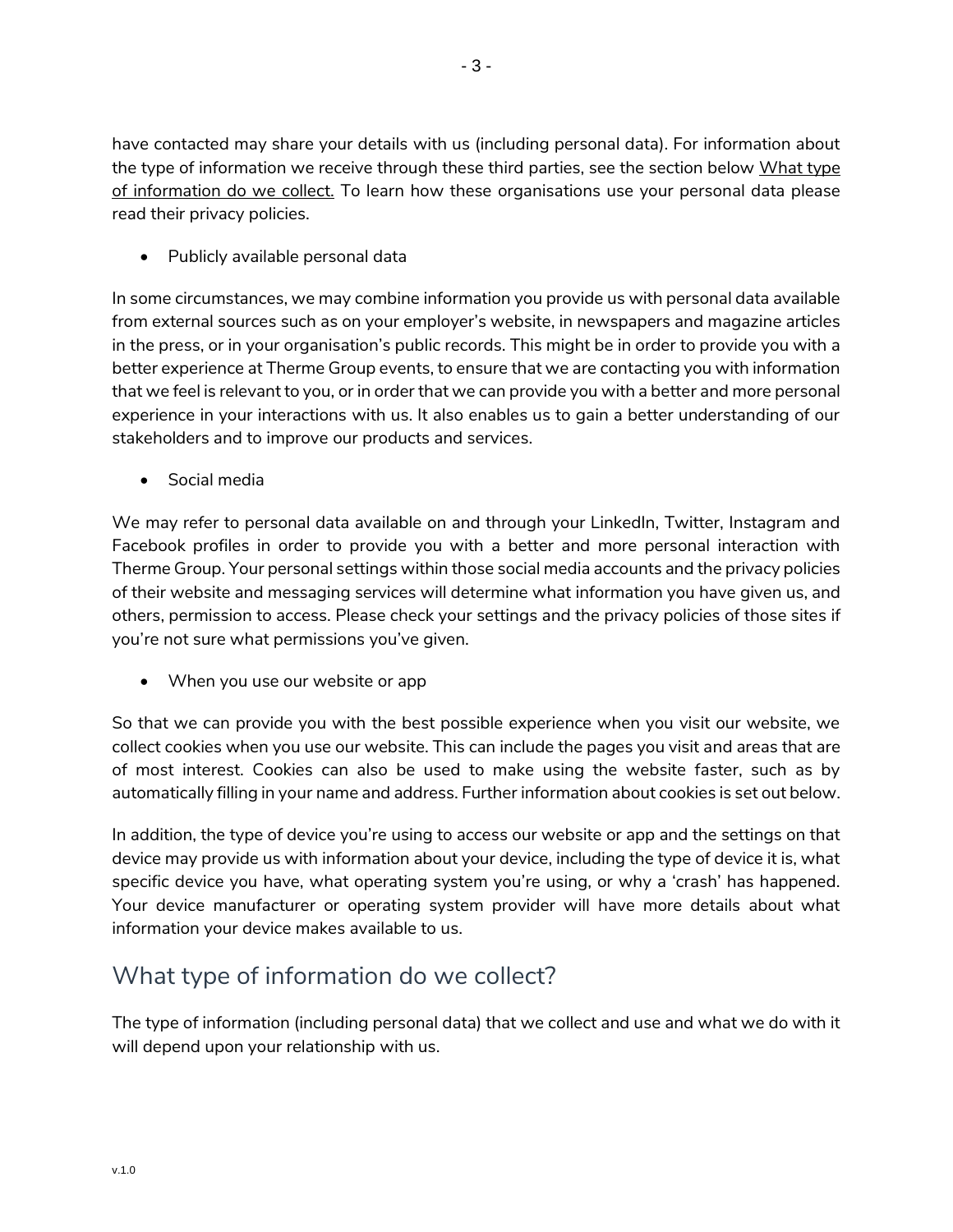have contacted may share your details with us (including personal data). For information about the type of information we receive through these third parties, see the section below What type of information do we collect. To learn how these organisations use your personal data please read their privacy policies.

- Publicly available personal data

In some circumstances, we may combine information you provide us with personal data available from external sources such as on your employer's website, in newspapers and magazine articles in the press, or in your organisation's public records. This might be in order to provide you with a better experience at Therme Group events, to ensure that we are contacting you with information that we feel is relevant to you, or in order that we can provide you with a better and more personal experience in your interactions with us. It also enables us to gain a better understanding of our stakeholders and to improve our products and services.

- Social media

We may refer to personal data available on and through your LinkedIn, Twitter, Instagram and Facebook profiles in order to provide you with a better and more personal interaction with Therme Group. Your personal settings within those social media accounts and the privacy policies of their website and messaging services will determine what information you have given us, and others, permission to access. Please check your settings and the privacy policies of those sites if you're not sure what permissions you've given.

- When you use our website or app

So that we can provide you with the best possible experience when you visit our website, we collect cookies when you use our website. This can include the pages you visit and areas that are of most interest. Cookies can also be used to make using the website faster, such as by automatically filling in your name and address. Further information about cookies is set out below.

In addition, the type of device you're using to access our website or app and the settings on that device may provide us with information about your device, including the type of device it is, what specific device you have, what operating system you're using, or why a 'crash' has happened. Your device manufacturer or operating system provider will have more details about what information your device makes available to us.

## What type of information do we collect?

The type of information (including personal data) that we collect and use and what we do with it will depend upon your relationship with us.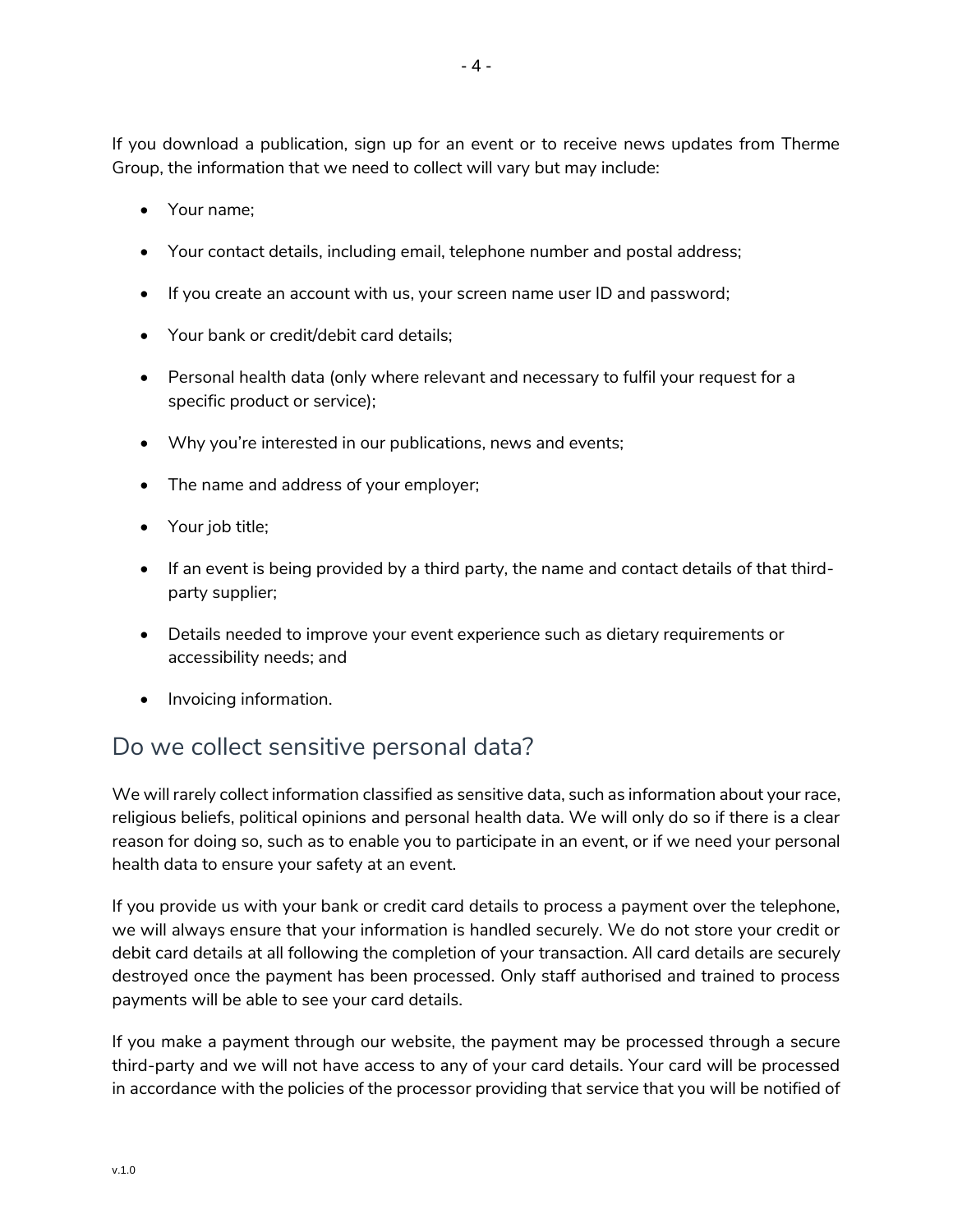If you download a publication, sign up for an event or to receive news updates from Therme Group, the information that we need to collect will vary but may include:

- Your name;
- Your contact details, including email, telephone number and postal address;
- If you create an account with us, your screen name user ID and password;
- Your bank or credit/debit card details;
- Personal health data (only where relevant and necessary to fulfil your request for a specific product or service);
- Why you're interested in our publications, news and events;
- The name and address of your employer;
- Your job title;
- If an event is being provided by a third party, the name and contact details of that third-party supplier;
- Details needed to improve your event experience such as dietary requirements or accessibility needs; and
- Invoicing information.

## Do we collect sensitive personal data?

We will rarely collect information classified as sensitive data, such as information about your race, religious beliefs, political opinions and personal health data. We will only do so if there is a clear reason for doing so, such as to enable you to participate in an event, or if we need your personal health data to ensure your safety at an event.

If you provide us with your bank or credit card details to process a payment over the telephone, we will always ensure that your information is handled securely. We do not store your credit or debit card details at all following the completion of your transaction. All card details are securely destroyed once the payment has been processed. Only staff authorised and trained to process payments will be able to see your card details.

If you make a payment through our website, the payment may be processed through a secure third-party and we will not have access to any of your card details. Your card will be processed in accordance with the policies of the processor providing that service that you will be notified of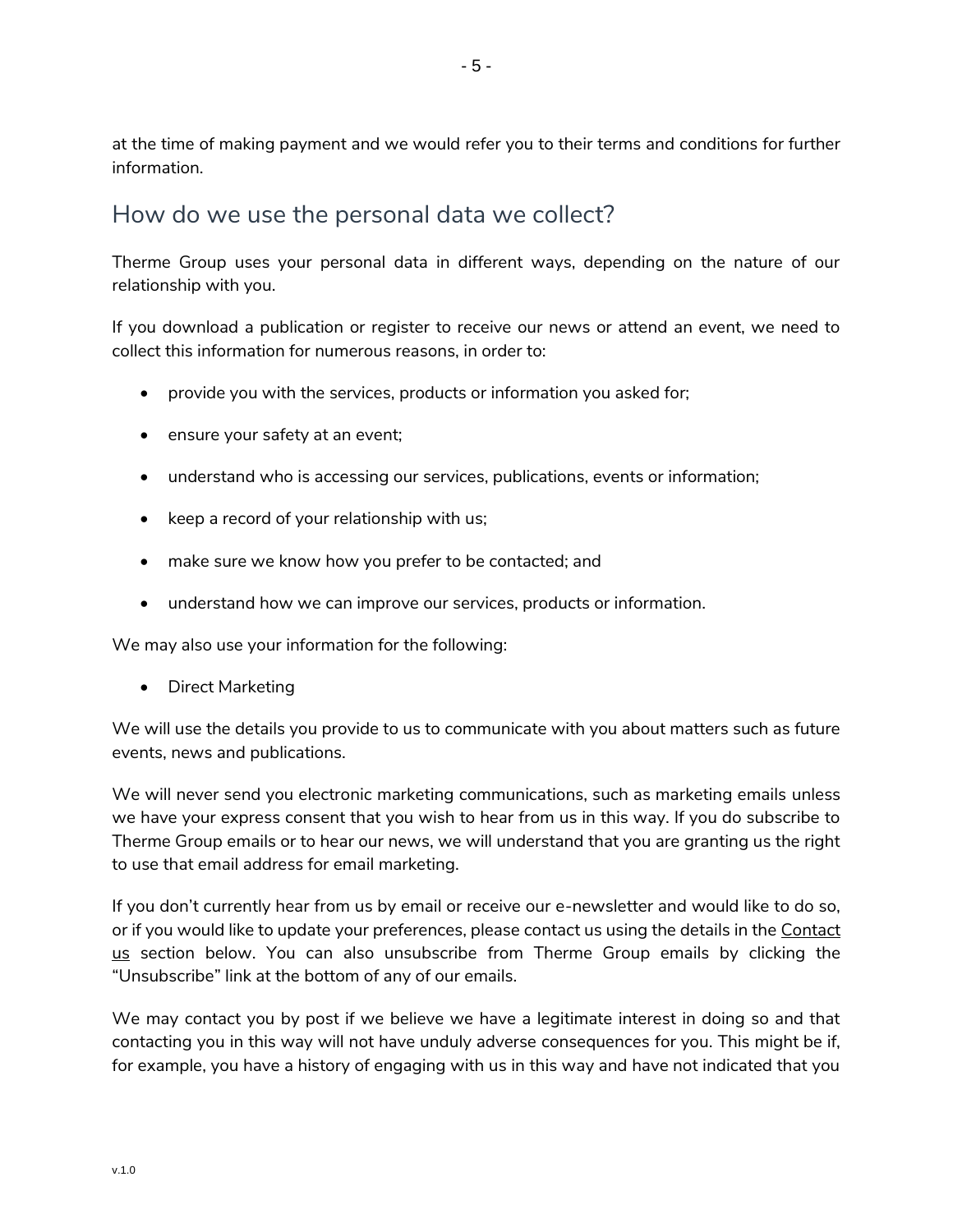at the time of making payment and we would refer you to their terms and conditions for further information.

## How do we use the personal data we collect?

Therme Group uses your personal data in different ways, depending on the nature of our relationship with you.

If you download a publication or register to receive our news or attend an event, we need to collect this information for numerous reasons, in order to:

- provide you with the services, products or information you asked for;
- ensure your safety at an event;
- understand who is accessing our services, publications, events or information;
- keep a record of your relationship with us;
- make sure we know how you prefer to be contacted; and
- understand how we can improve our services, products or information.

We may also use your information for the following:

- Direct Marketing

We will use the details you provide to us to communicate with you about matters such as future events, news and publications.

We will never send you electronic marketing communications, such as marketing emails unless we have your express consent that you wish to hear from us in this way. If you do subscribe to Therme Group emails or to hear our news, we will understand that you are granting us the right to use that email address for email marketing.

If you don't currently hear from us by email or receive our e-newsletter and would like to do so, or if you would like to update your preferences, please contact us using the details in the Contact us section below. You can also unsubscribe from Therme Group emails by clicking the "Unsubscribe" link at the bottom of any of our emails.

We may contact you by post if we believe we have a legitimate interest in doing so and that contacting you in this way will not have unduly adverse consequences for you. This might be if, for example, you have a history of engaging with us in this way and have not indicated that you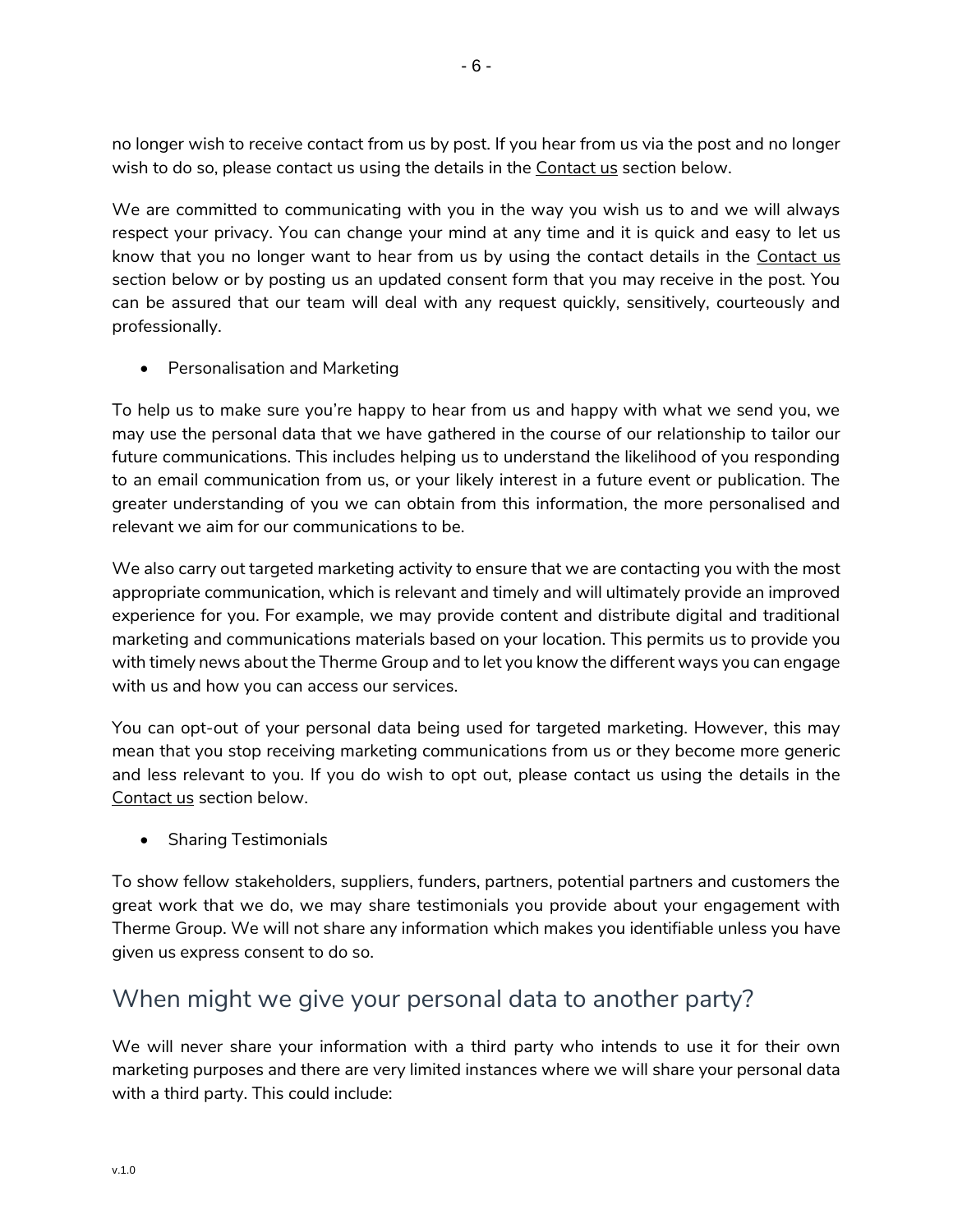no longer wish to receive contact from us by post. If you hear from us via the post and no longer wish to do so, please contact us using the details in the Contact us section below.

We are committed to communicating with you in the way you wish us to and we will always respect your privacy. You can change your mind at any time and it is quick and easy to let us know that you no longer want to hear from us by using the contact details in the Contact us section below or by posting us an updated consent form that you may receive in the post. You can be assured that our team will deal with any request quickly, sensitively, courteously and professionally.

- Personalisation and Marketing

To help us to make sure you're happy to hear from us and happy with what we send you, we may use the personal data that we have gathered in the course of our relationship to tailor our future communications. This includes helping us to understand the likelihood of you responding to an email communication from us, or your likely interest in a future event or publication. The greater understanding of you we can obtain from this information, the more personalised and relevant we aim for our communications to be.

We also carry out targeted marketing activity to ensure that we are contacting you with the most appropriate communication, which is relevant and timely and will ultimately provide an improved experience for you. For example, we may provide content and distribute digital and traditional marketing and communications materials based on your location. This permits us to provide you with timely news about the Therme Group and to let you know the different ways you can engage with us and how you can access our services.

You can opt-out of your personal data being used for targeted marketing. However, this may mean that you stop receiving marketing communications from us or they become more generic and less relevant to you. If you do wish to opt out, please contact us using the details in the Contact us section below.

- Sharing Testimonials

To show fellow stakeholders, suppliers, funders, partners, potential partners and customers the great work that we do, we may share testimonials you provide about your engagement with Therme Group. We will not share any information which makes you identifiable unless you have given us express consent to do so.

## When might we give your personal data to another party?

We will never share your information with a third party who intends to use it for their own marketing purposes and there are very limited instances where we will share your personal data with a third party. This could include: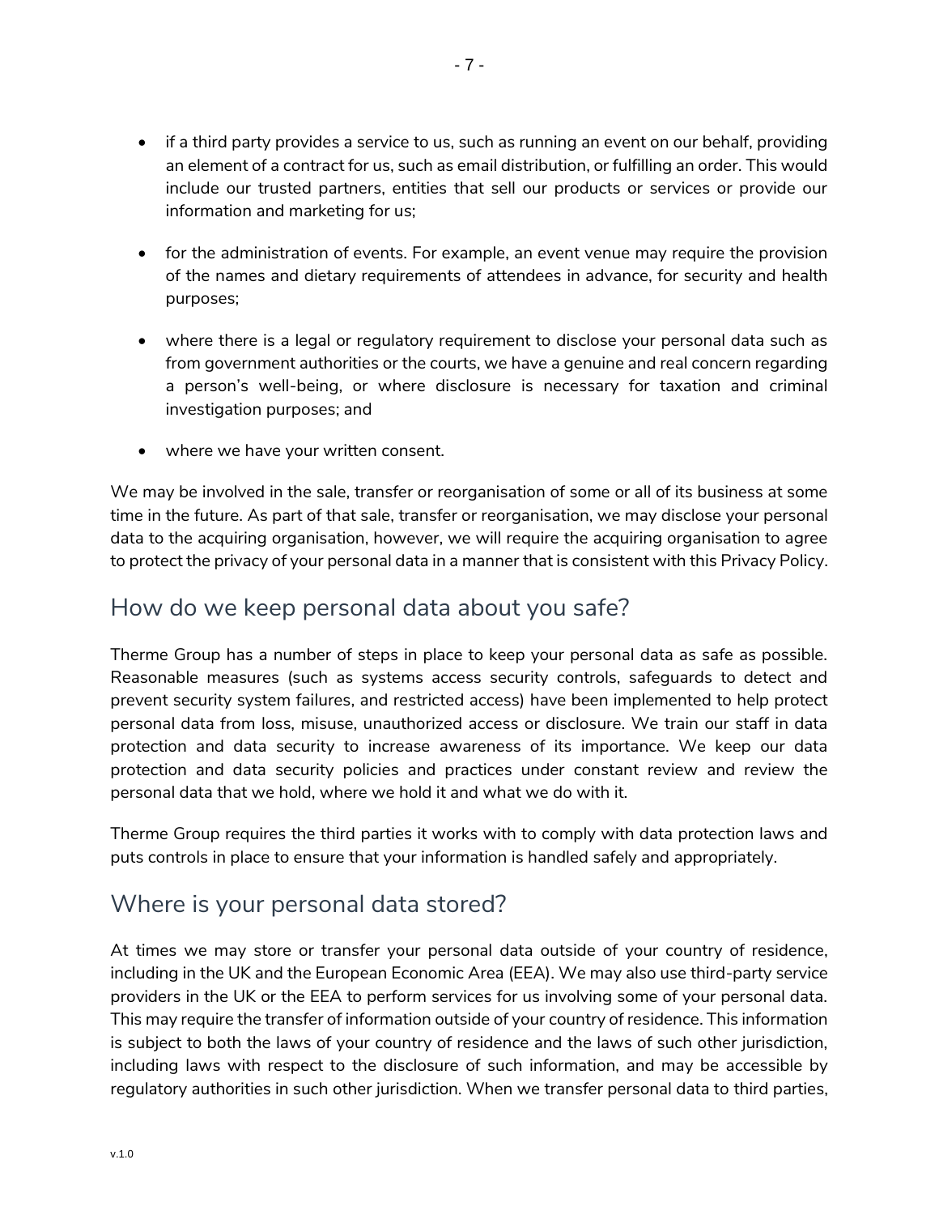- if a third party provides a service to us, such as running an event on our behalf, providing an element of a contract for us, such as email distribution, or fulfilling an order. This would include our trusted partners, entities that sell our products or services or provide our information and marketing for us;

- for the administration of events. For example, an event venue may require the provision of the names and dietary requirements of attendees in advance, for security and health purposes;

- where there is a legal or regulatory requirement to disclose your personal data such as from government authorities or the courts, we have a genuine and real concern regarding a person's well-being, or where disclosure is necessary for taxation and criminal investigation purposes; and

- where we have your written consent.

We may be involved in the sale, transfer or reorganisation of some or all of its business at some time in the future. As part of that sale, transfer or reorganisation, we may disclose your personal data to the acquiring organisation, however, we will require the acquiring organisation to agree to protect the privacy of your personal data in a manner that is consistent with this Privacy Policy.

## How do we keep personal data about you safe?

Therme Group has a number of steps in place to keep your personal data as safe as possible. Reasonable measures (such as systems access security controls, safeguards to detect and prevent security system failures, and restricted access) have been implemented to help protect personal data from loss, misuse, unauthorized access or disclosure. We train our staff in data protection and data security to increase awareness of its importance. We keep our data protection and data security policies and practices under constant review and review the personal data that we hold, where we hold it and what we do with it.

Therme Group requires the third parties it works with to comply with data protection laws and puts controls in place to ensure that your information is handled safely and appropriately.

## Where is your personal data stored?

At times we may store or transfer your personal data outside of your country of residence, including in the UK and the European Economic Area (EEA). We may also use third-party service providers in the UK or the EEA to perform services for us involving some of your personal data. This may require the transfer of information outside of your country of residence. This information is subject to both the laws of your country of residence and the laws of such other jurisdiction, including laws with respect to the disclosure of such information, and may be accessible by regulatory authorities in such other jurisdiction. When we transfer personal data to third parties,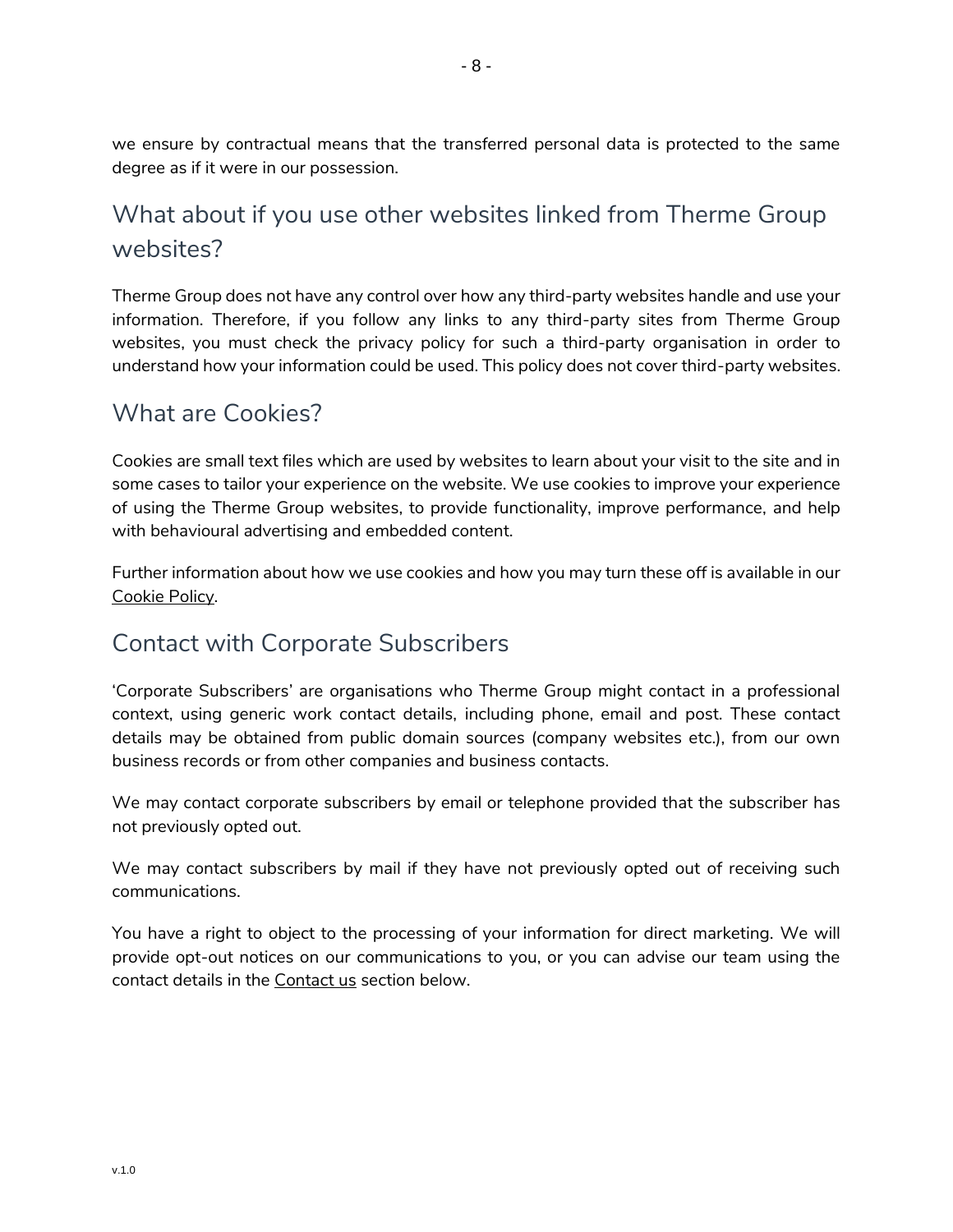we ensure by contractual means that the transferred personal data is protected to the same degree as if it were in our possession.

## What about if you use other websites linked from Therme Group websites?

Therme Group does not have any control over how any third-party websites handle and use your information. Therefore, if you follow any links to any third-party sites from Therme Group websites, you must check the privacy policy for such a third-party organisation in order to understand how your information could be used. This policy does not cover third-party websites.

## What are Cookies?

Cookies are small text files which are used by websites to learn about your visit to the site and in some cases to tailor your experience on the website. We use cookies to improve your experience of using the Therme Group websites, to provide functionality, improve performance, and help with behavioural advertising and embedded content.

Further information about how we use cookies and how you may turn these off is available in our Cookie Policy.

## Contact with Corporate Subscribers

'Corporate Subscribers' are organisations who Therme Group might contact in a professional context, using generic work contact details, including phone, email and post. These contact details may be obtained from public domain sources (company websites etc.), from our own business records or from other companies and business contacts.

We may contact corporate subscribers by email or telephone provided that the subscriber has not previously opted out.

We may contact subscribers by mail if they have not previously opted out of receiving such communications.

You have a right to object to the processing of your information for direct marketing. We will provide opt-out notices on our communications to you, or you can advise our team using the contact details in the Contact us section below.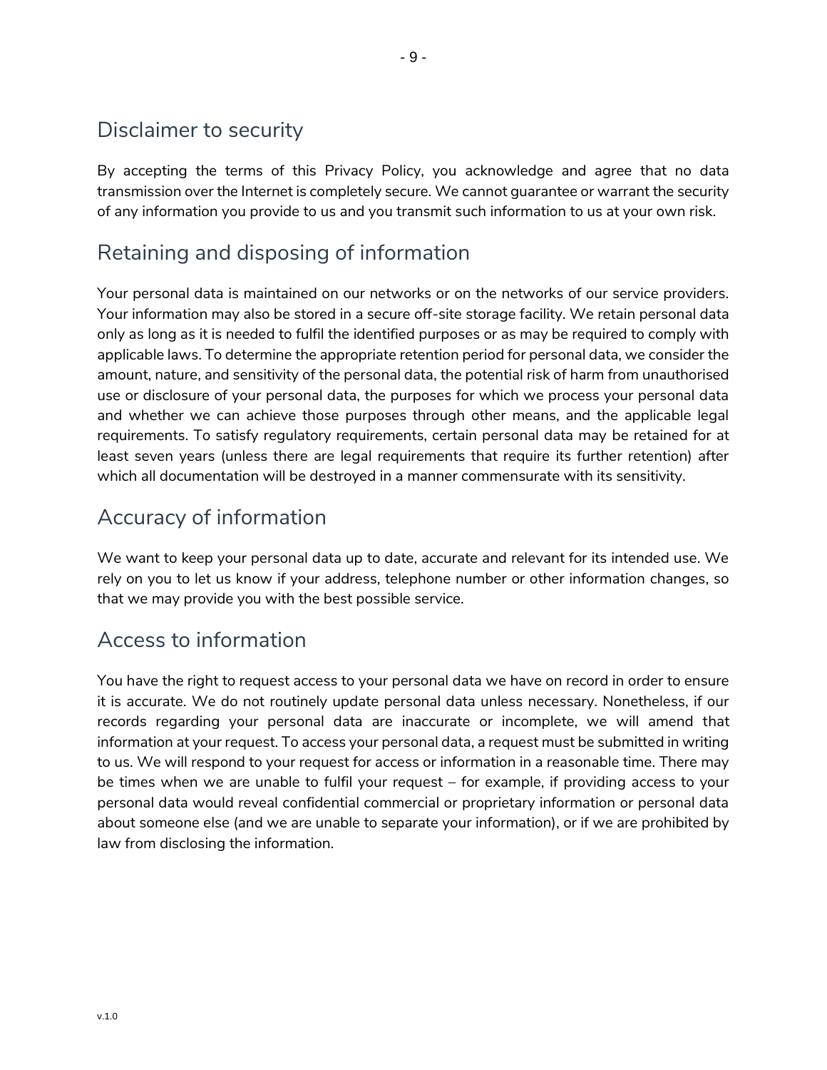## Disclaimer to security

By accepting the terms of this Privacy Policy, you acknowledge and agree that no data transmission over the Internet is completely secure. We cannot guarantee or warrant the security of any information you provide to us and you transmit such information to us at your own risk.

## Retaining and disposing of information

Your personal data is maintained on our networks or on the networks of our service providers. Your information may also be stored in a secure off-site storage facility. We retain personal data only as long as it is needed to fulfil the identified purposes or as may be required to comply with applicable laws. To determine the appropriate retention period for personal data, we consider the amount, nature, and sensitivity of the personal data, the potential risk of harm from unauthorised use or disclosure of your personal data, the purposes for which we process your personal data and whether we can achieve those purposes through other means, and the applicable legal requirements. To satisfy regulatory requirements, certain personal data may be retained for at least seven years (unless there are legal requirements that require its further retention) after which all documentation will be destroyed in a manner commensurate with its sensitivity.

## Accuracy of information

We want to keep your personal data up to date, accurate and relevant for its intended use. We rely on you to let us know if your address, telephone number or other information changes, so that we may provide you with the best possible service.

## Access to information

You have the right to request access to your personal data we have on record in order to ensure it is accurate. We do not routinely update personal data unless necessary. Nonetheless, if our records regarding your personal data are inaccurate or incomplete, we will amend that information at your request. To access your personal data, a request must be submitted in writing to us. We will respond to your request for access or information in a reasonable time. There may be times when we are unable to fulfil your request – for example, if providing access to your personal data would reveal confidential commercial or proprietary information or personal data about someone else (and we are unable to separate your information), or if we are prohibited by law from disclosing the information.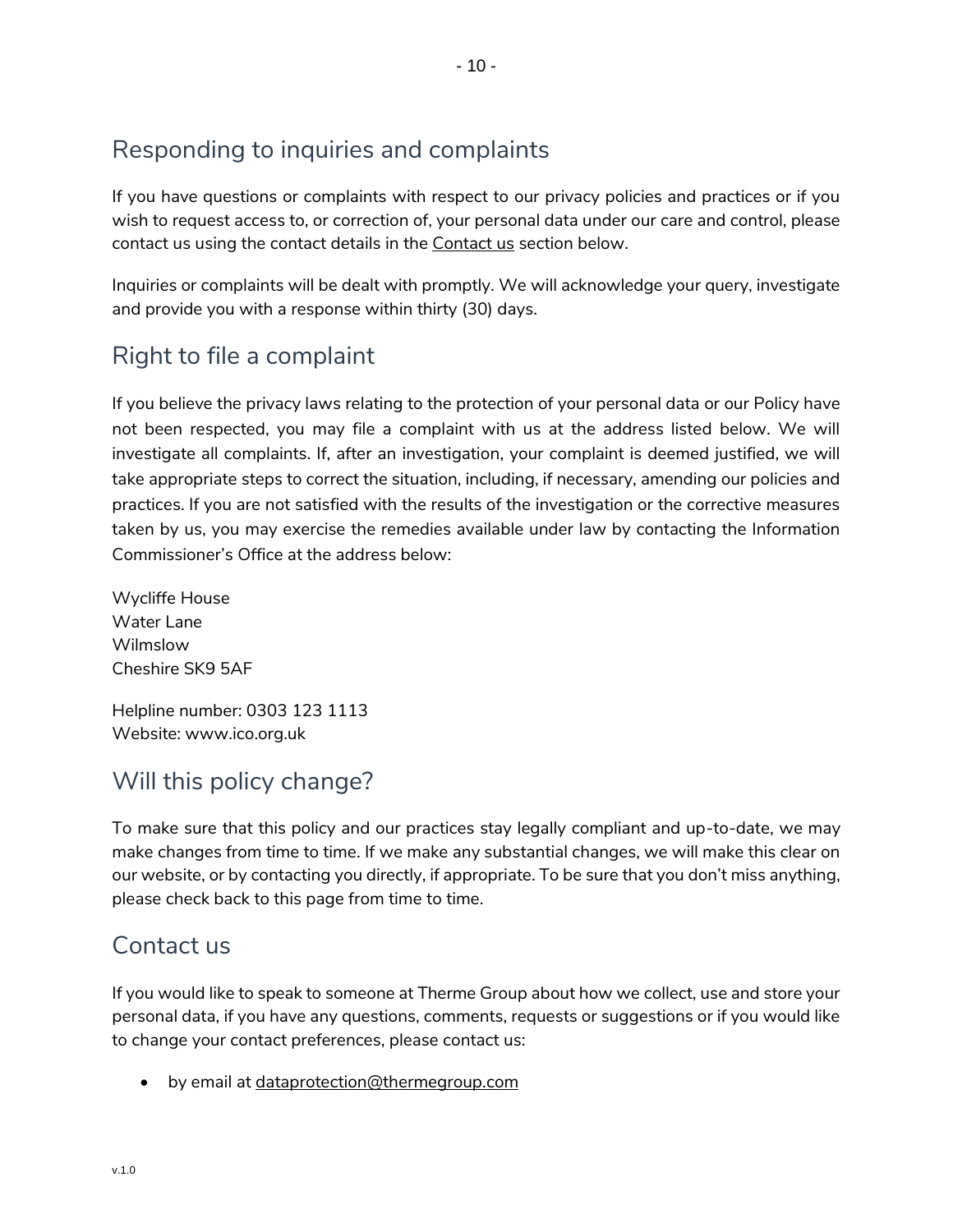## Responding to inquiries and complaints

If you have questions or complaints with respect to our privacy policies and practices or if you wish to request access to, or correction of, your personal data under our care and control, please contact us using the contact details in the [Contact us](#contact-us) section below.

Inquiries or complaints will be dealt with promptly. We will acknowledge your query, investigate and provide you with a response within thirty (30) days.

## Right to file a complaint

If you believe the privacy laws relating to the protection of your personal data or our Policy have not been respected, you may file a complaint with us at the address listed below. We will investigate all complaints. If, after an investigation, your complaint is deemed justified, we will take appropriate steps to correct the situation, including, if necessary, amending our policies and practices. If you are not satisfied with the results of the investigation or the corrective measures taken by us, you may exercise the remedies available under law by contacting the Information Commissioner's Office at the address below:

Wycliffe House  
Water Lane  
Wilmslow  
Cheshire SK9 5AF

Helpline number: 0303 123 1113  
Website: www.ico.org.uk

## Will this policy change?

To make sure that this policy and our practices stay legally compliant and up-to-date, we may make changes from time to time. If we make any substantial changes, we will make this clear on our website, or by contacting you directly, if appropriate. To be sure that you don't miss anything, please check back to this page from time to time.

## Contact us

If you would like to speak to someone at Therme Group about how we collect, use and store your personal data, if you have any questions, comments, requests or suggestions or if you would like to change your contact preferences, please contact us:

- by email at dataprotection@thermegroup.com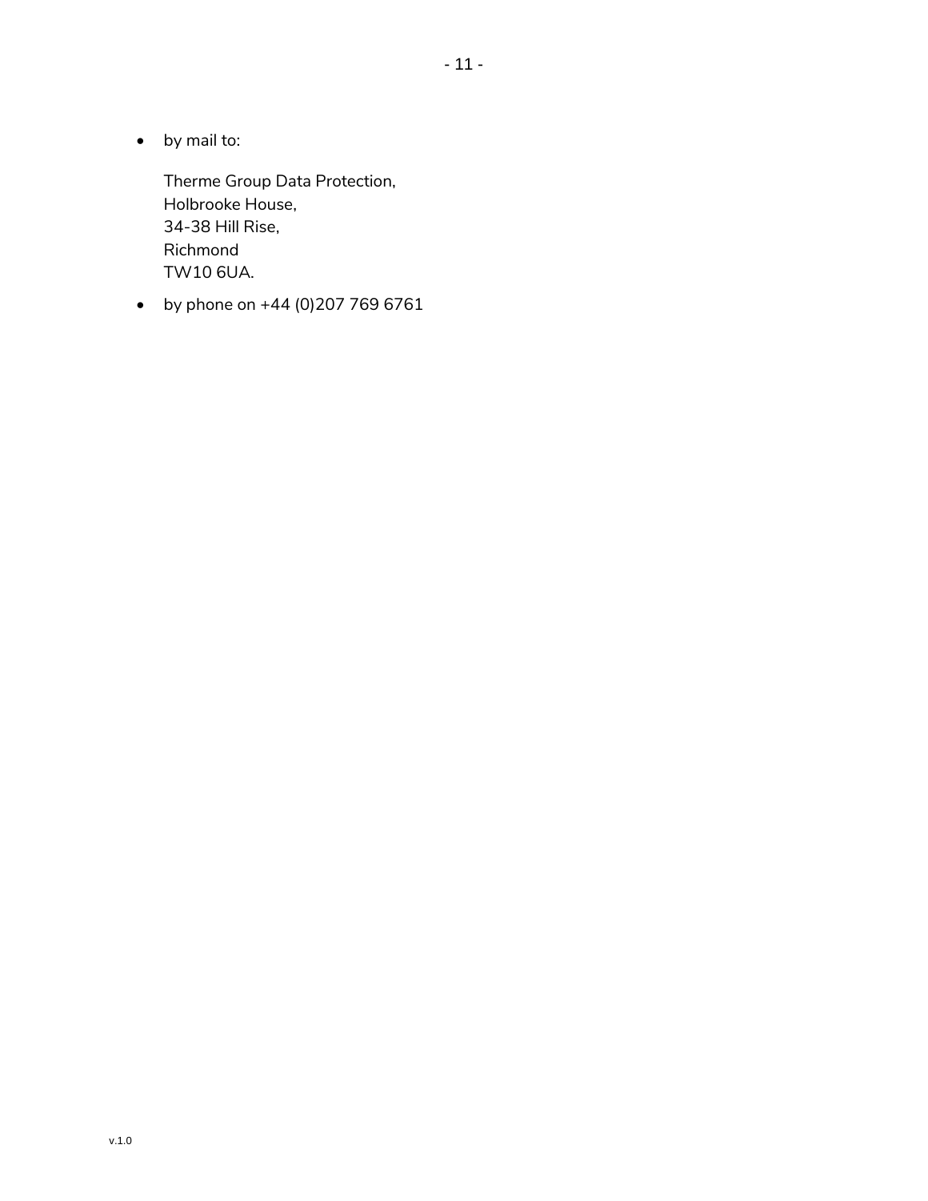- by mail to:

  Therme Group Data Protection,
  Holbrooke House,
  34-38 Hill Rise,
  Richmond
  TW10 6UA.

- by phone on +44 (0)207 769 6761